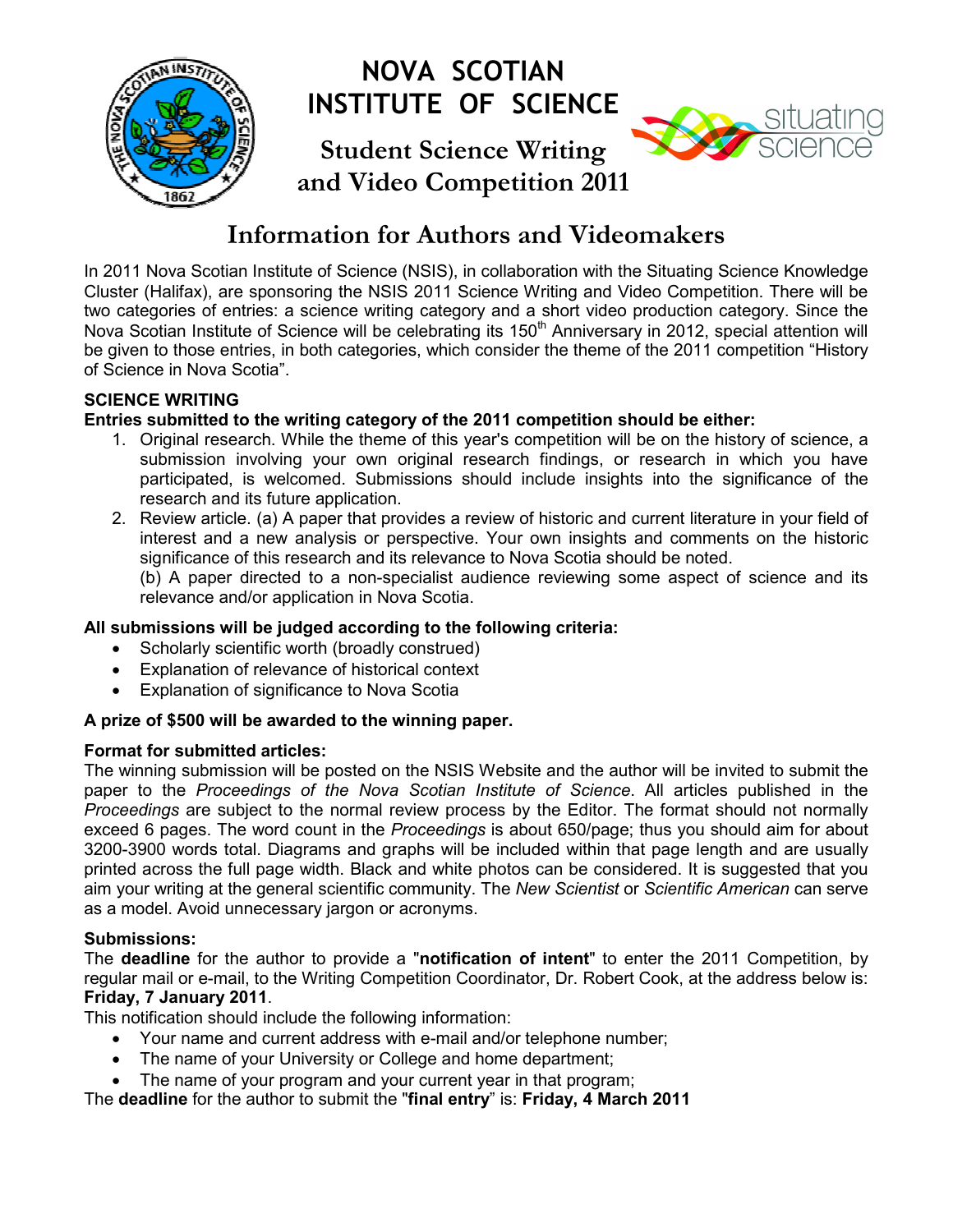# NOVA SCOTIAN INSTITUTE OF SCIENCE

## Student Science Writing and Video Competition 2011

## Information for Authors and Videomakers

In 2011 Nova Scotian Institute of Science (NSIS), in collaboration with the Situating Science Knowledge Cluster (Halifax), are sponsoring the NSIS 2011 Science Writing and Video Competition. There will be two categories of entries: a science writing category and a short video production category. Since the Nova Scotian Institute of Science will be celebrating its 150th Anniversary in 2012, special attention will be given to those entries, in both categories, which consider the theme of the 2011 competition "History of Science in Nova Scotia".

### SCIENCE WRITING

**Entries submitted to the writing category of the 2011 competition should be either:**

1. Original research. While the theme of this year's competition will be on the history of science, a submission involving your own original research findings, or research in which you have participated, is welcomed. Submissions should include insights into the significance of the research and its future application.
2. Review article. (a) A paper that provides a review of historic and current literature in your field of interest and a new analysis or perspective. Your own insights and comments on the historic significance of this research and its relevance to Nova Scotia should be noted.
   (b) A paper directed to a non-specialist audience reviewing some aspect of science and its relevance and/or application in Nova Scotia.

**All submissions will be judged according to the following criteria:**

- Scholarly scientific worth (broadly construed)
- Explanation of relevance of historical context
- Explanation of significance to Nova Scotia

**A prize of $500 will be awarded to the winning paper.**

**Format for submitted articles:**

The winning submission will be posted on the NSIS Website and the author will be invited to submit the paper to the *Proceedings of the Nova Scotian Institute of Science*. All articles published in the *Proceedings* are subject to the normal review process by the Editor. The format should not normally exceed 6 pages. The word count in the *Proceedings* is about 650/page; thus you should aim for about 3200-3900 words total. Diagrams and graphs will be included within that page length and are usually printed across the full page width. Black and white photos can be considered. It is suggested that you aim your writing at the general scientific community. The *New Scientist* or *Scientific American* can serve as a model. Avoid unnecessary jargon or acronyms.

**Submissions:**

The **deadline** for the author to provide a "**notification of intent**" to enter the 2011 Competition, by regular mail or e-mail, to the Writing Competition Coordinator, Dr. Robert Cook, at the address below is: **Friday, 7 January 2011**.

This notification should include the following information:

- Your name and current address with e-mail and/or telephone number;
- The name of your University or College and home department;
- The name of your program and your current year in that program;

The **deadline** for the author to submit the "**final entry**" is: **Friday, 4 March 2011**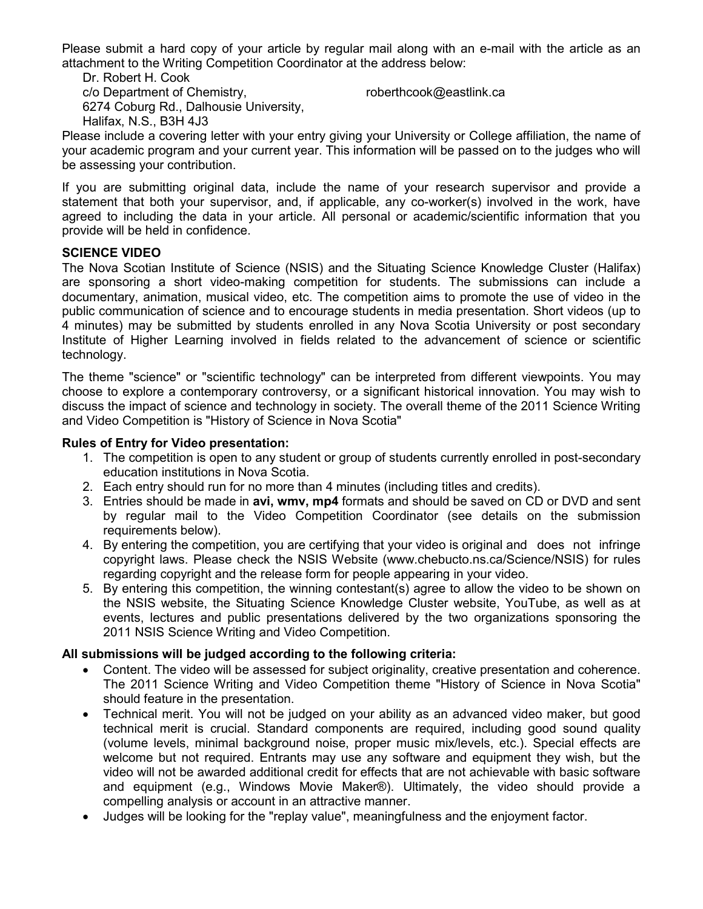Please submit a hard copy of your article by regular mail along with an e-mail with the article as an attachment to the Writing Competition Coordinator at the address below:

Dr. Robert H. Cook
c/o Department of Chemistry, roberthcook@eastlink.ca
6274 Coburg Rd., Dalhousie University,
Halifax, N.S., B3H 4J3

Please include a covering letter with your entry giving your University or College affiliation, the name of your academic program and your current year. This information will be passed on to the judges who will be assessing your contribution.

If you are submitting original data, include the name of your research supervisor and provide a statement that both your supervisor, and, if applicable, any co-worker(s) involved in the work, have agreed to including the data in your article. All personal or academic/scientific information that you provide will be held in confidence.

**SCIENCE VIDEO**

The Nova Scotian Institute of Science (NSIS) and the Situating Science Knowledge Cluster (Halifax) are sponsoring a short video-making competition for students. The submissions can include a documentary, animation, musical video, etc. The competition aims to promote the use of video in the public communication of science and to encourage students in media presentation. Short videos (up to 4 minutes) may be submitted by students enrolled in any Nova Scotia University or post secondary Institute of Higher Learning involved in fields related to the advancement of science or scientific technology.

The theme "science" or "scientific technology" can be interpreted from different viewpoints. You may choose to explore a contemporary controversy, or a significant historical innovation. You may wish to discuss the impact of science and technology in society. The overall theme of the 2011 Science Writing and Video Competition is "History of Science in Nova Scotia"

**Rules of Entry for Video presentation:**

1. The competition is open to any student or group of students currently enrolled in post-secondary education institutions in Nova Scotia.
2. Each entry should run for no more than 4 minutes (including titles and credits).
3. Entries should be made in **avi, wmv, mp4** formats and should be saved on CD or DVD and sent by regular mail to the Video Competition Coordinator (see details on the submission requirements below).
4. By entering the competition, you are certifying that your video is original and does not infringe copyright laws. Please check the NSIS Website (www.chebucto.ns.ca/Science/NSIS) for rules regarding copyright and the release form for people appearing in your video.
5. By entering this competition, the winning contestant(s) agree to allow the video to be shown on the NSIS website, the Situating Science Knowledge Cluster website, YouTube, as well as at events, lectures and public presentations delivered by the two organizations sponsoring the 2011 NSIS Science Writing and Video Competition.

**All submissions will be judged according to the following criteria:**

- Content. The video will be assessed for subject originality, creative presentation and coherence. The 2011 Science Writing and Video Competition theme "History of Science in Nova Scotia" should feature in the presentation.
- Technical merit. You will not be judged on your ability as an advanced video maker, but good technical merit is crucial. Standard components are required, including good sound quality (volume levels, minimal background noise, proper music mix/levels, etc.). Special effects are welcome but not required. Entrants may use any software and equipment they wish, but the video will not be awarded additional credit for effects that are not achievable with basic software and equipment (e.g., Windows Movie Maker®). Ultimately, the video should provide a compelling analysis or account in an attractive manner.
- Judges will be looking for the "replay value", meaningfulness and the enjoyment factor.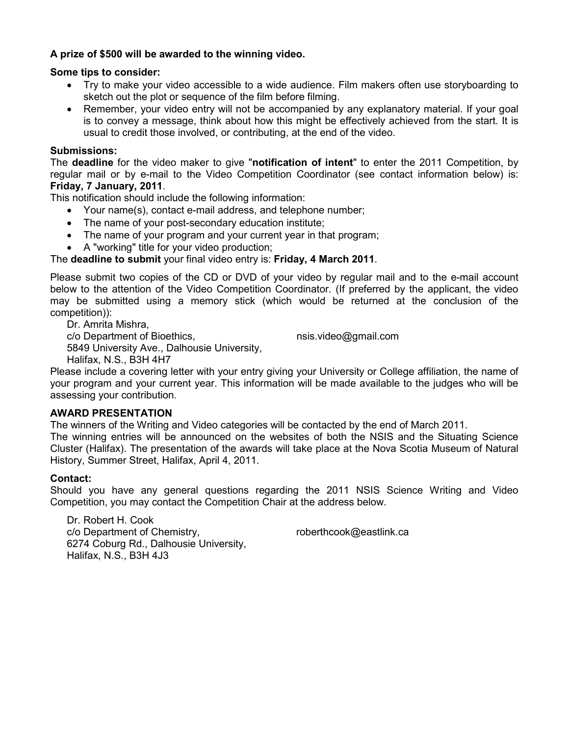**A prize of $500 will be awarded to the winning video.**

**Some tips to consider:**

- Try to make your video accessible to a wide audience. Film makers often use storyboarding to sketch out the plot or sequence of the film before filming.
- Remember, your video entry will not be accompanied by any explanatory material. If your goal is to convey a message, think about how this might be effectively achieved from the start. It is usual to credit those involved, or contributing, at the end of the video.

**Submissions:**

The **deadline** for the video maker to give "**notification of intent**" to enter the 2011 Competition, by regular mail or by e-mail to the Video Competition Coordinator (see contact information below) is: **Friday, 7 January, 2011**.

This notification should include the following information:

- Your name(s), contact e-mail address, and telephone number;
- The name of your post-secondary education institute;
- The name of your program and your current year in that program;
- A "working" title for your video production;

The **deadline to submit** your final video entry is: **Friday, 4 March 2011**.

Please submit two copies of the CD or DVD of your video by regular mail and to the e-mail account below to the attention of the Video Competition Coordinator. (If preferred by the applicant, the video may be submitted using a memory stick (which would be returned at the conclusion of the competition)):

Dr. Amrita Mishra,
c/o Department of Bioethics,
5849 University Ave., Dalhousie University,
Halifax, N.S., B3H 4H7

nsis.video@gmail.com

Please include a covering letter with your entry giving your University or College affiliation, the name of your program and your current year. This information will be made available to the judges who will be assessing your contribution.

**AWARD PRESENTATION**

The winners of the Writing and Video categories will be contacted by the end of March 2011.

The winning entries will be announced on the websites of both the NSIS and the Situating Science Cluster (Halifax). The presentation of the awards will take place at the Nova Scotia Museum of Natural History, Summer Street, Halifax, April 4, 2011.

**Contact:**

Should you have any general questions regarding the 2011 NSIS Science Writing and Video Competition, you may contact the Competition Chair at the address below.

Dr. Robert H. Cook
c/o Department of Chemistry,
6274 Coburg Rd., Dalhousie University,
Halifax, N.S., B3H 4J3

roberthcook@eastlink.ca